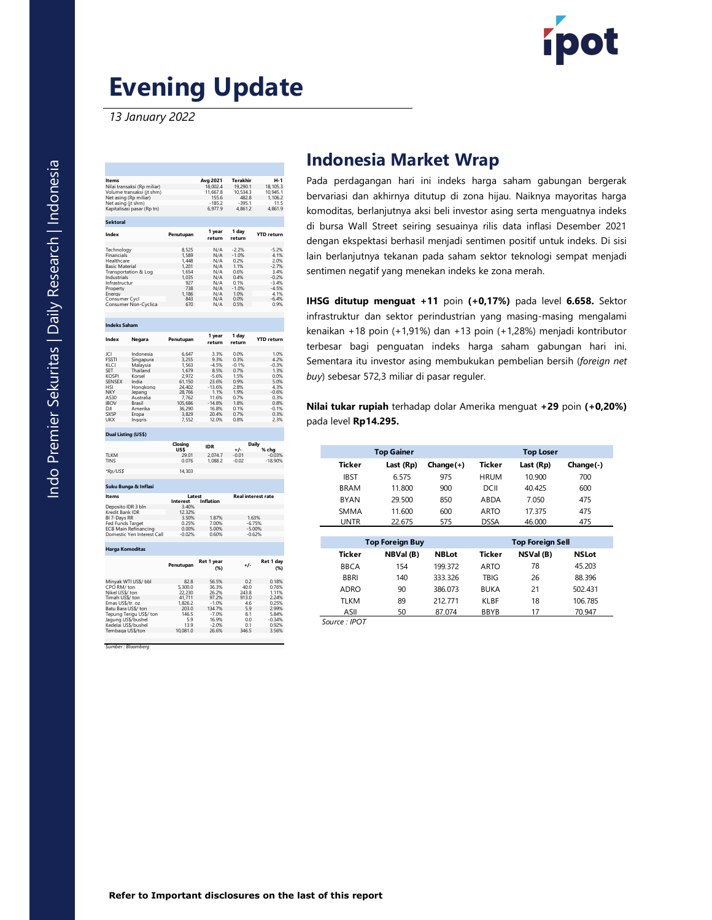# Evening Update

*13 January 2022*

| Items | Avg 2021 | Terakhir | H-1 |
|---|---|---|---|
| Nilai transaksi (Rp miliar) | 18,002.4 | 19,290.1 | 18,105.3 |
| Volume transaksi (jt shm) | 11,667.8 | 10,534.3 | 10,945.1 |
| Net asing (Rp miliar) | 155.6 | 482.8 | 1,106.2 |
| Net asing (jt shm) | -185.2 | -395.1 | 11.5 |
| Kapitalisasi pasar (Rp tn) | 6,977.9 | 4,861.2 | 4,861.9 |

**Sektoral**

| Index | Penutupan | 1 year return | 1 day return | YTD return |
|---|---|---|---|---|
| Technology | 8,525 | N/A | -2.2% | -5.2% |
| Financials | 1,589 | N/A | -1.0% | 4.1% |
| Healthcare | 1,448 | N/A | 0.2% | 2.0% |
| Basic Material | 1,201 | N/A | 1.1% | -2.7% |
| Transportation & Log | 1,654 | N/A | 0.6% | 3.4% |
| Industrials | 1,035 | N/A | 0.4% | -0.2% |
| Infrastructur | 927 | N/A | 0.1% | -3.4% |
| Property | 738 | N/A | -1.0% | -4.5% |
| Energy | 1,186 | N/A | 1.0% | 4.1% |
| Consumer Cycl | 843 | N/A | 0.0% | -6.4% |
| Consumer Non-Cyclica | 670 | N/A | 0.5% | 0.9% |

**Indeks Saham**

| Index | Negara | Penutupan | 1 year return | 1 day return | YTD return |
|---|---|---|---|---|---|
| JCI | Indonesia | 6,647 | 3.3% | 0.0% | 1.0% |
| FSSTI | Singapura | 3,255 | 9.3% | 0.3% | 4.2% |
| KLCI | Malaysia | 1,563 | -4.5% | -0.1% | -0.3% |
| SET | Thailand | 1,679 | 8.5% | 0.7% | 1.3% |
| KOSPI | Korsel | 2,972 | -5.6% | 1.5% | 0.0% |
| SENSEX | India | 61,150 | 23.6% | 0.9% | 5.0% |
| HSI | Hongkong | 24,402 | -13.6% | 2.8% | 4.3% |
| NKY | Jepang | 28,766 | 1.1% | 1.9% | -0.6% |
| AS30 | Australia | 7,762 | 11.6% | 0.7% | 0.3% |
| IBOV | Brasil | 105,686 | -14.8% | 1.8% | 0.8% |
| DJI | Amerika | 36,290 | 16.8% | 0.1% | -0.1% |
| SXSP | Eropa | 3,829 | 20.4% | 0.7% | 0.3% |
| UKX | Inggris | 7,552 | 12.0% | 0.8% | 2.3% |

**Dual Listing (US$)**

| | Closing US$ | IDR | Daily +/- | Daily % chg |
|---|---|---|---|---|
| TLKM | 29.01 | 2,074.7 | -0.01 | -0.03% |
| TINS | 0.076 | 1,088.2 | -0.02 | -18.90% |
| *Rp/US$ | 14,303 | | | |

**Suku Bunga & Inflasi**

| Items | Latest Interest | Latest Inflation | Real interest rate |
|---|---|---|---|
| Deposito IDR 3 bln | 3.40% | | |
| Kredit Bank IDR | 12.32% | | |
| BI 7-Days RR | 3.50% | 1.87% | 1.63% |
| Fed Funds Target | 0.25% | 7.00% | -6.75% |
| ECB Main Refinancing | 0.00% | 5.00% | -5.00% |
| Domestic Yen Interest Call | -0.02% | 0.60% | -0.62% |

**Harga Komoditas**

| | Penutupan | Ret 1 year (%) | +/- | Ret 1 day (%) |
|---|---|---|---|---|
| Minyak WTI US$/ bbl | 82.8 | 56.5% | 0.2 | 0.18% |
| CPO RM/ ton | 5,300.0 | 36.3% | 40.0 | 0.76% |
| Nikel US$/ ton | 22,230 | 26.2% | 243.8 | 1.11% |
| Timah US$/ ton | 41,711 | 97.2% | 913.0 | 2.24% |
| Emas US$/tr. oz | 1,826.2 | -1.0% | 4.6 | 0.25% |
| Batu Bara US$/ ton | 203.0 | 134.7% | 5.9 | 2.99% |
| Tepung Terigu US$/ ton | 146.5 | -7.0% | 8.1 | 5.84% |
| Jagung US$/bushel | 5.9 | 16.9% | 0.0 | -0.34% |
| Kedelai US$/bushel | 13.9 | -2.0% | 0.1 | 0.92% |
| Tembaga US$/ton | 10,081.0 | 26.6% | 346.5 | 3.56% |

*Sumber : Bloomberg*

## Indonesia Market Wrap

Pada perdagangan hari ini indeks harga saham gabungan bergerak bervariasi dan akhirnya ditutup di zona hijau. Naiknya mayoritas harga komoditas, berlanjutnya aksi beli investor asing serta menguatnya indeks di bursa Wall Street seiring sesuainya rilis data inflasi Desember 2021 dengan ekspektasi berhasil menjadi sentimen positif untuk indeks. Di sisi lain berlanjutnya tekanan pada saham sektor teknologi sempat menjadi sentimen negatif yang menekan indeks ke zona merah.

**IHSG ditutup menguat +11** poin **(+0,17%)** pada level **6.658.** Sektor infrastruktur dan sektor perindustrian yang masing-masing mengalami kenaikan +18 poin (+1,91%) dan +13 poin (+1,28%) menjadi kontributor terbesar bagi penguatan indeks harga saham gabungan hari ini. Sementara itu investor asing membukukan pembelian bersih (*foreign net buy*) sebesar 572,3 miliar di pasar reguler.

**Nilai tukar rupiah** terhadap dolar Amerika menguat **+29** poin **(+0,20%)** pada level **Rp14.295.**

| Top Gainer | | | Top Loser | | |
|---|---|---|---|---|---|
| Ticker | Last (Rp) | Change(+) | Ticker | Last (Rp) | Change(-) |
| IBST | 6.575 | 975 | HRUM | 10.900 | 700 |
| BRAM | 11.800 | 900 | DCII | 40.425 | 600 |
| BYAN | 29.500 | 850 | ABDA | 7.050 | 475 |
| SMMA | 11.600 | 600 | ARTO | 17.375 | 475 |
| UNTR | 22.675 | 575 | DSSA | 46.000 | 475 |

| Top Foreign Buy | | | Top Foreign Sell | | |
|---|---|---|---|---|---|
| Ticker | NBVal (B) | NBLot | Ticker | NSVal (B) | NSLot |
| BBCA | 154 | 199.372 | ARTO | 78 | 45.203 |
| BBRI | 140 | 333.326 | TBIG | 26 | 88.396 |
| ADRO | 90 | 386.073 | BUKA | 21 | 502.431 |
| TLKM | 89 | 212.771 | KLBF | 18 | 106.785 |
| ASII | 50 | 87.074 | BBYB | 17 | 70.947 |

*Source : IPOT*

**Refer to Important disclosures on the last of this report**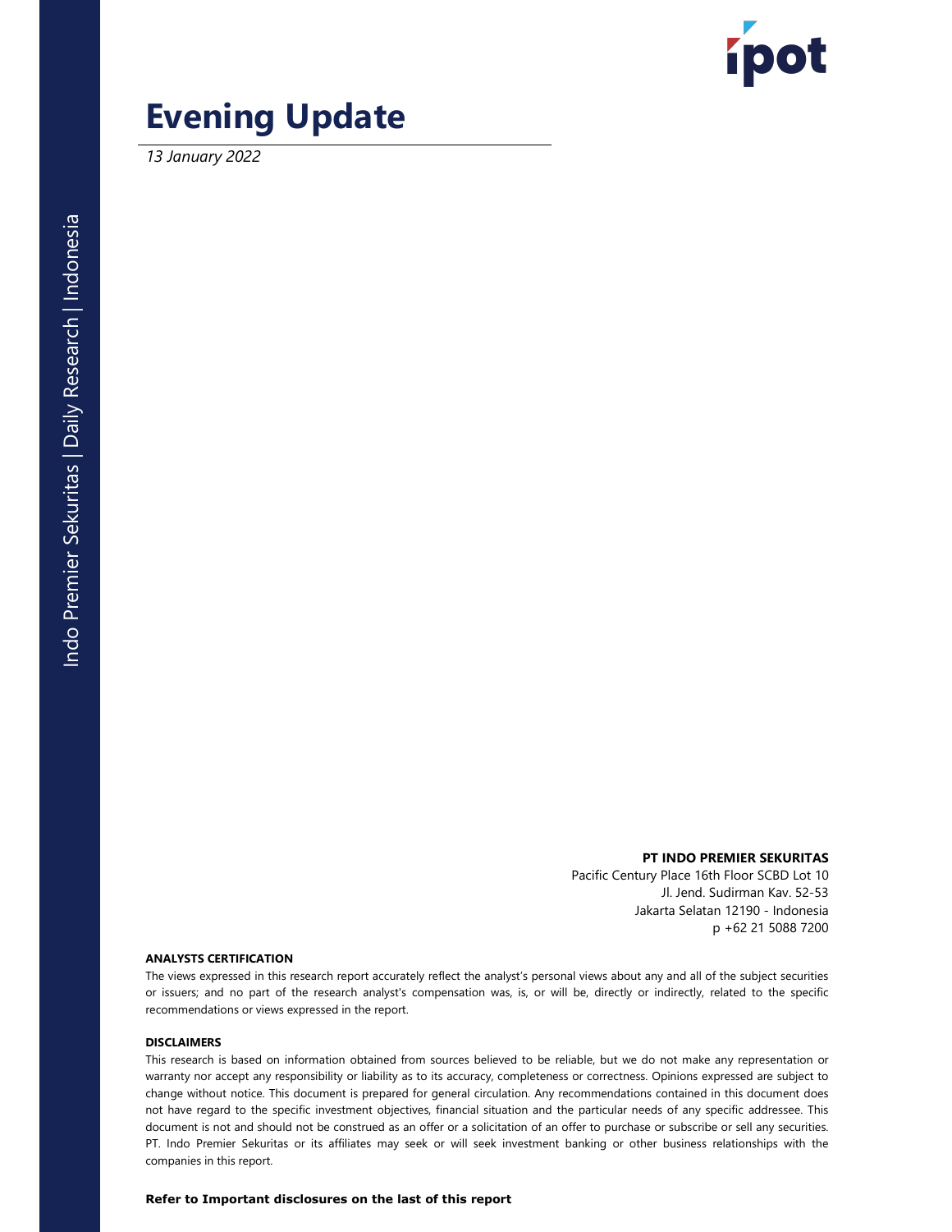# Evening Update

*13 January 2022*

Indo Premier Sekuritas | Daily Research | Indonesia

**PT INDO PREMIER SEKURITAS**
Pacific Century Place 16th Floor SCBD Lot 10
Jl. Jend. Sudirman Kav. 52-53
Jakarta Selatan 12190 - Indonesia
p +62 21 5088 7200

**ANALYSTS CERTIFICATION**

The views expressed in this research report accurately reflect the analyst's personal views about any and all of the subject securities or issuers; and no part of the research analyst's compensation was, is, or will be, directly or indirectly, related to the specific recommendations or views expressed in the report.

**DISCLAIMERS**

This research is based on information obtained from sources believed to be reliable, but we do not make any representation or warranty nor accept any responsibility or liability as to its accuracy, completeness or correctness. Opinions expressed are subject to change without notice. This document is prepared for general circulation. Any recommendations contained in this document does not have regard to the specific investment objectives, financial situation and the particular needs of any specific addressee. This document is not and should not be construed as an offer or a solicitation of an offer to purchase or subscribe or sell any securities. PT. Indo Premier Sekuritas or its affiliates may seek or will seek investment banking or other business relationships with the companies in this report.

**Refer to Important disclosures on the last of this report**